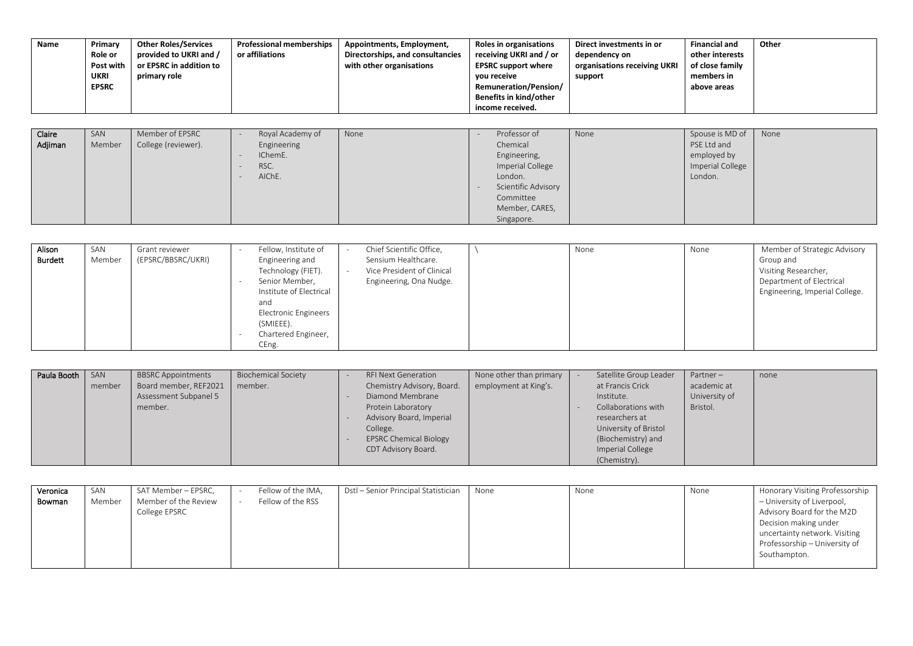| Name | Primary Role or Post with UKRI EPSRC | Other Roles/Services provided to UKRI and / or EPSRC in addition to primary role | Professional memberships or affiliations | Appointments, Employment, Directorships, and consultancies with other organisations | Roles in organisations receiving UKRI and / or EPSRC support where you receive Remuneration/Pension/ Benefits in kind/other income received. | Direct investments in or dependency on organisations receiving UKRI support | Financial and other interests of close family members in above areas | Other |
|---|---|---|---|---|---|---|---|---|
| Claire Adjiman | SAN Member | Member of EPSRC College (reviewer). | - Royal Academy of Engineering<br>- IChemE.<br>- RSC.<br>- AIChE. | None | - Professor of Chemical Engineering, Imperial College London.<br>- Scientific Advisory Committee Member, CARES, Singapore. | None | Spouse is MD of PSE Ltd and employed by Imperial College London. | None |
| Alison Burdett | SAN Member | Grant reviewer (EPSRC/BBSRC/UKRI) | - Fellow, Institute of Engineering and Technology (FIET).<br>- Senior Member, Institute of Electrical and Electronic Engineers (SMIEEE).<br>- Chartered Engineer, CEng. | - Chief Scientific Office, Sensium Healthcare.<br>- Vice President of Clinical Engineering, Ona Nudge. | \ | None | None | Member of Strategic Advisory Group and Visiting Researcher, Department of Electrical Engineering, Imperial College. |
| Paula Booth | SAN member | BBSRC Appointments Board member, REF2021 Assessment Subpanel 5 member. | Biochemical Society member. | - RFI Next Generation Chemistry Advisory, Board.<br>- Diamond Membrane Protein Laboratory Advisory Board, Imperial College.<br>- EPSRC Chemical Biology CDT Advisory Board. | None other than primary employment at King's. | - Satellite Group Leader at Francis Crick Institute.<br>- Collaborations with researchers at University of Bristol (Biochemistry) and Imperial College (Chemistry). | Partner – academic at University of Bristol. | none |
| Veronica Bowman | SAN Member | SAT Member – EPSRC, Member of the Review College EPSRC | - Fellow of the IMA,<br>- Fellow of the RSS | Dstl – Senior Principal Statistician | None | None | None | Honorary Visiting Professorship – University of Liverpool, Advisory Board for the M2D Decision making under uncertainty network. Visiting Professorship – University of Southampton. |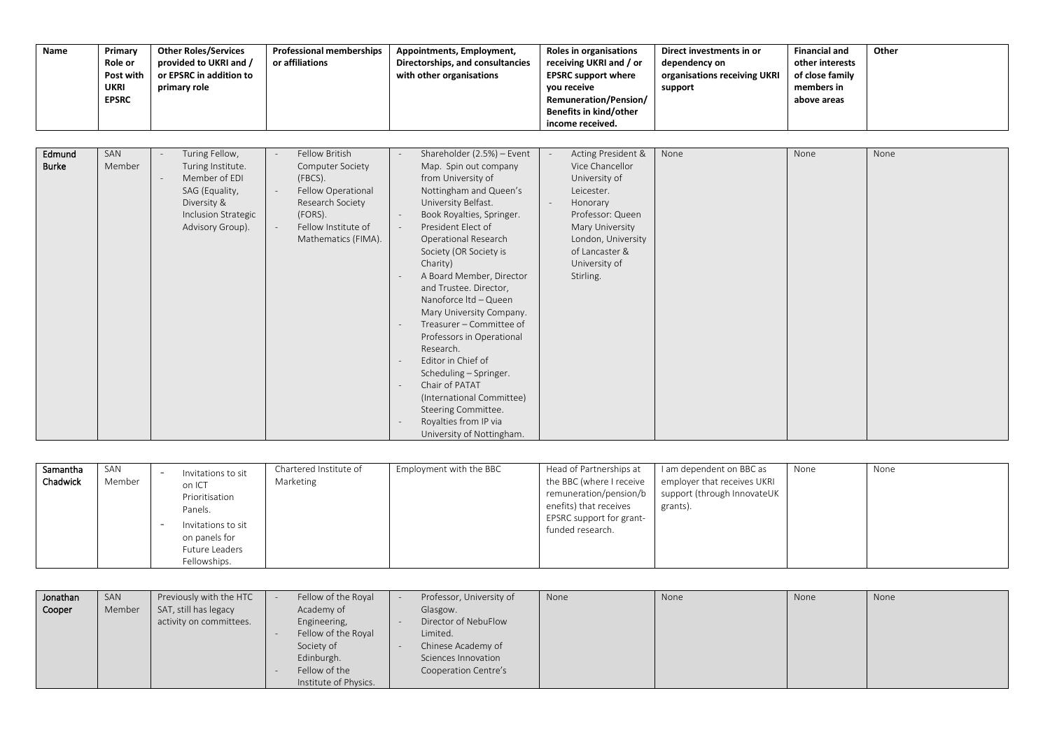| Name | Primary Role or Post with UKRI EPSRC | Other Roles/Services provided to UKRI and / or EPSRC in addition to primary role | Professional memberships or affiliations | Appointments, Employment, Directorships, and consultancies with other organisations | Roles in organisations receiving UKRI and / or EPSRC support where you receive Remuneration/Pension/ Benefits in kind/other income received. | Direct investments in or dependency on organisations receiving UKRI support | Financial and other interests of close family members in above areas | Other |
|---|---|---|---|---|---|---|---|---|
| Edmund Burke | SAN Member | - Turing Fellow, Turing Institute.<br>- Member of EDI SAG (Equality, Diversity & Inclusion Strategic Advisory Group). | - Fellow British Computer Society (FBCS).<br>- Fellow Operational Research Society (FORS).<br>- Fellow Institute of Mathematics (FIMA). | - Shareholder (2.5%) – Event Map. Spin out company from University of Nottingham and Queen's University Belfast.<br>- Book Royalties, Springer.<br>- President Elect of Operational Research Society (OR Society is Charity)<br>- A Board Member, Director and Trustee. Director, Nanoforce ltd – Queen Mary University Company.<br>- Treasurer – Committee of Professors in Operational Research.<br>- Editor in Chief of Scheduling – Springer.<br>- Chair of PATAT (International Committee) Steering Committee.<br>- Royalties from IP via University of Nottingham. | - Acting President & Vice Chancellor University of Leicester.<br>- Honorary Professor: Queen Mary University London, University of Lancaster & University of Stirling. | None | None | None |
| Samantha Chadwick | SAN Member | - Invitations to sit on ICT Prioritisation Panels.<br>- Invitations to sit on panels for Future Leaders Fellowships. | Chartered Institute of Marketing | Employment with the BBC | Head of Partnerships at the BBC (where I receive remuneration/pension/benefits) that receives EPSRC support for grant-funded research. | I am dependent on BBC as employer that receives UKRI support (through InnovateUK grants). | None | None |
| Jonathan Cooper | SAN Member | Previously with the HTC SAT, still has legacy activity on committees. | - Fellow of the Royal Academy of Engineering,<br>- Fellow of the Royal Society of Edinburgh.<br>- Fellow of the Institute of Physics. | - Professor, University of Glasgow.<br>- Director of NebuFlow Limited.<br>- Chinese Academy of Sciences Innovation Cooperation Centre's | None | None | None | None |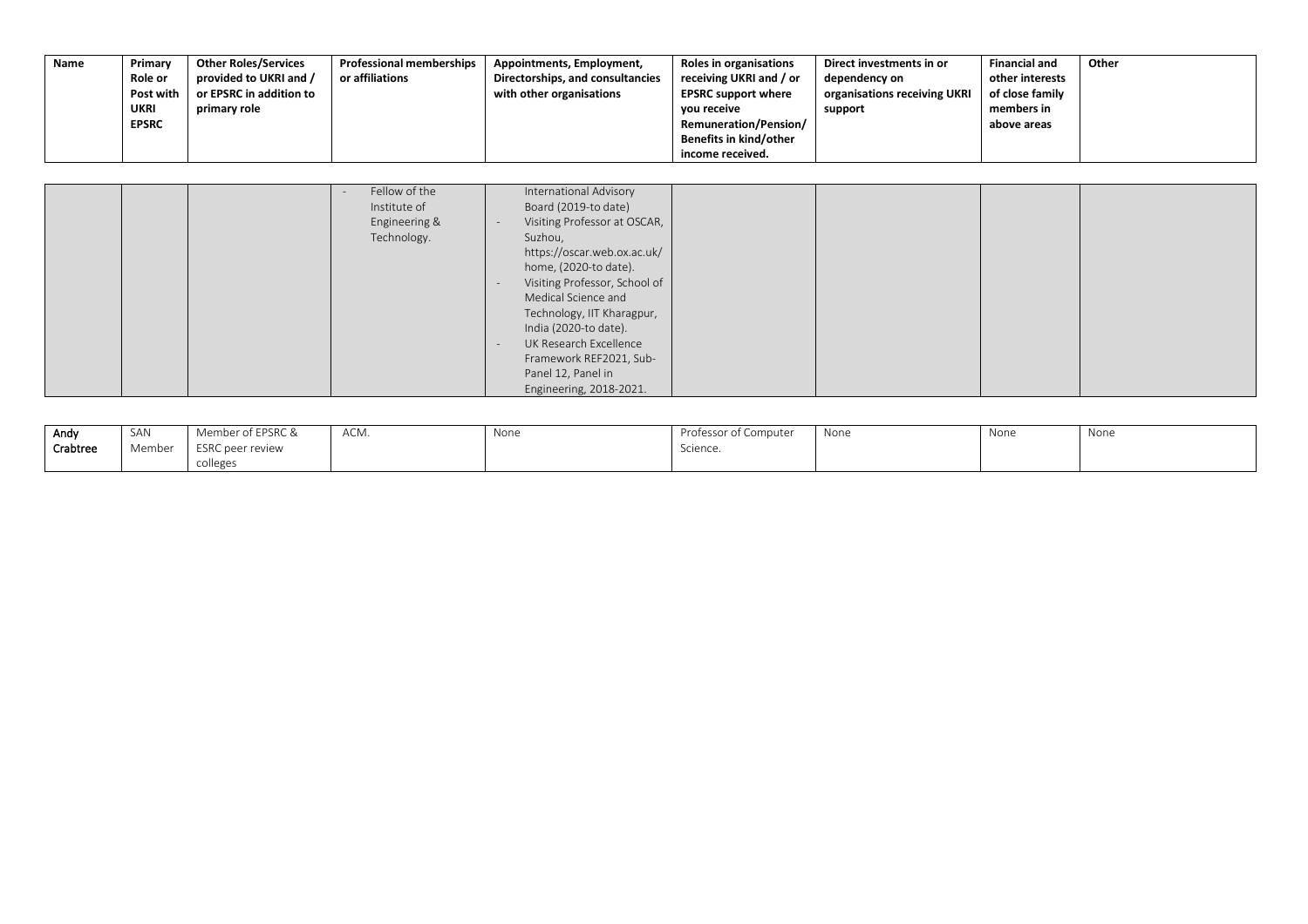| Name | Primary Role or Post with UKRI EPSRC | Other Roles/Services provided to UKRI and / or EPSRC in addition to primary role | Professional memberships or affiliations | Appointments, Employment, Directorships, and consultancies with other organisations | Roles in organisations receiving UKRI and / or EPSRC support where you receive Remuneration/Pension/ Benefits in kind/other income received. | Direct investments in or dependency on organisations receiving UKRI support | Financial and other interests of close family members in above areas | Other |
|---|---|---|---|---|---|---|---|---|
| | | | - Fellow of the Institute of Engineering & Technology. | International Advisory Board (2019-to date)<br>- Visiting Professor at OSCAR, Suzhou, https://oscar.web.ox.ac.uk/home, (2020-to date).<br>- Visiting Professor, School of Medical Science and Technology, IIT Kharagpur, India (2020-to date).<br>- UK Research Excellence Framework REF2021, Sub-Panel 12, Panel in Engineering, 2018-2021. | | | | |
| Andy Crabtree | SAN Member | Member of EPSRC & ESRC peer review colleges | ACM. | None | Professor of Computer Science. | None | None | None |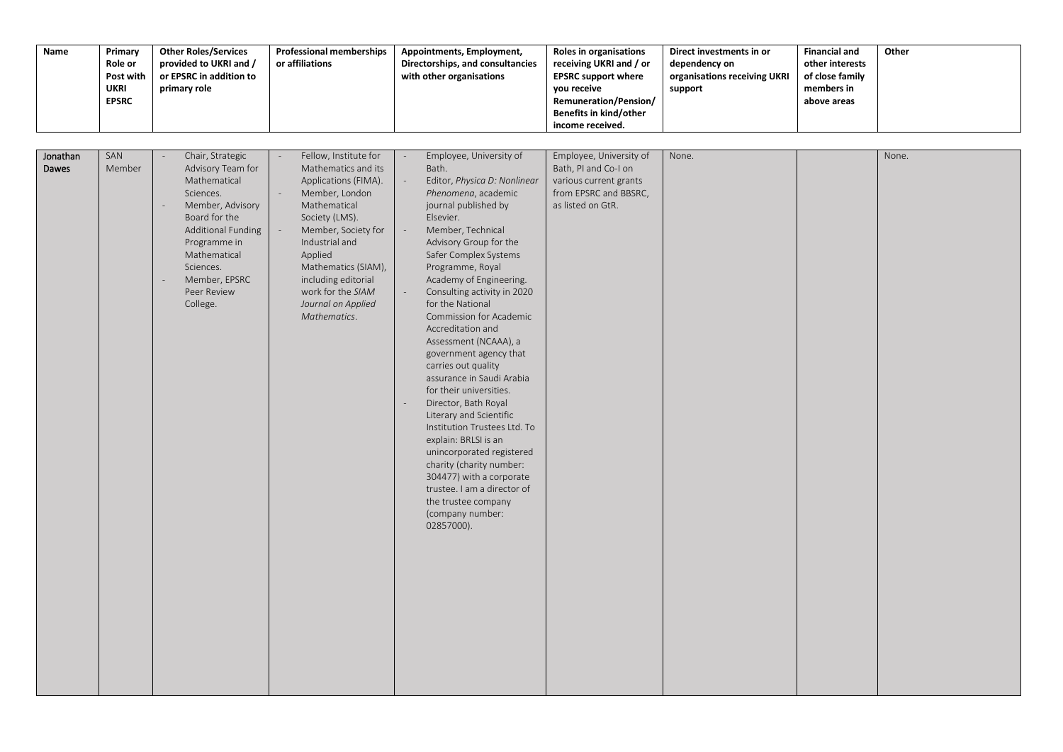| Name | Primary Role or Post with UKRI EPSRC | Other Roles/Services provided to UKRI and / or EPSRC in addition to primary role | Professional memberships or affiliations | Appointments, Employment, Directorships, and consultancies with other organisations | Roles in organisations receiving UKRI and / or EPSRC support where you receive Remuneration/Pension/ Benefits in kind/other income received. | Direct investments in or dependency on organisations receiving UKRI support | Financial and other interests of close family members in above areas | Other |
|---|---|---|---|---|---|---|---|---|
| Jonathan Dawes | SAN Member | - Chair, Strategic Advisory Team for Mathematical Sciences.<br>- Member, Advisory Board for the Additional Funding Programme in Mathematical Sciences.<br>- Member, EPSRC Peer Review College. | - Fellow, Institute for Mathematics and its Applications (FIMA).<br>- Member, London Mathematical Society (LMS).<br>- Member, Society for Industrial and Applied Mathematics (SIAM), including editorial work for the *SIAM Journal on Applied Mathematics*. | - Employee, University of Bath.<br>- Editor, *Physica D: Nonlinear Phenomena*, academic journal published by Elsevier.<br>- Member, Technical Advisory Group for the Safer Complex Systems Programme, Royal Academy of Engineering.<br>- Consulting activity in 2020 for the National Commission for Academic Accreditation and Assessment (NCAAA), a government agency that carries out quality assurance in Saudi Arabia for their universities.<br>- Director, Bath Royal Literary and Scientific Institution Trustees Ltd. To explain: BRLSI is an unincorporated registered charity (charity number: 304477) with a corporate trustee. I am a director of the trustee company (company number: 02857000). | Employee, University of Bath, PI and Co-I on various current grants from EPSRC and BBSRC, as listed on GtR. | None. | | None. |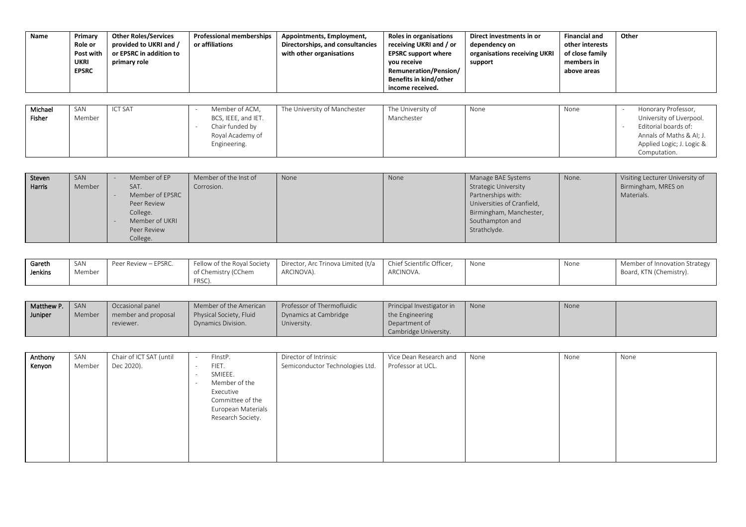| Name | Primary Role or Post with UKRI EPSRC | Other Roles/Services provided to UKRI and / or EPSRC in addition to primary role | Professional memberships or affiliations | Appointments, Employment, Directorships, and consultancies with other organisations | Roles in organisations receiving UKRI and / or EPSRC support where you receive Remuneration/Pension/ Benefits in kind/other income received. | Direct investments in or dependency on organisations receiving UKRI support | Financial and other interests of close family members in above areas | Other |
|---|---|---|---|---|---|---|---|---|
| Michael Fisher | SAN Member | ICT SAT | - Member of ACM, BCS, IEEE, and IET.<br>- Chair funded by Royal Academy of Engineering. | The University of Manchester | The University of Manchester | None | None | - Honorary Professor, University of Liverpool.<br>- Editorial boards of: Annals of Maths & AI; J. Applied Logic; J. Logic & Computation. |
| Steven Harris | SAN Member | - Member of EP SAT.<br>- Member of EPSRC Peer Review College.<br>- Member of UKRI Peer Review College. | Member of the Inst of Corrosion. | None | None | Manage BAE Systems Strategic University Partnerships with: Universities of Cranfield, Birmingham, Manchester, Southampton and Strathclyde. | None. | Visiting Lecturer University of Birmingham, MRES on Materials. |
| Gareth Jenkins | SAN Member | Peer Review – EPSRC. | Fellow of the Royal Society of Chemistry (CChem FRSC). | Director, Arc Trinova Limited (t/a ARCINOVA). | Chief Scientific Officer, ARCINOVA. | None | None | Member of Innovation Strategy Board, KTN (Chemistry). |
| Matthew P. Juniper | SAN Member | Occasional panel member and proposal reviewer. | Member of the American Physical Society, Fluid Dynamics Division. | Professor of Thermofluidic Dynamics at Cambridge University. | Principal Investigator in the Engineering Department of Cambridge University. | None | None | |
| Anthony Kenyon | SAN Member | Chair of ICT SAT (until Dec 2020). | - FInstP.<br>- FIET.<br>- SMIEEE.<br>- Member of the Executive Committee of the European Materials Research Society. | Director of Intrinsic Semiconductor Technologies Ltd. | Vice Dean Research and Professor at UCL. | None | None | None |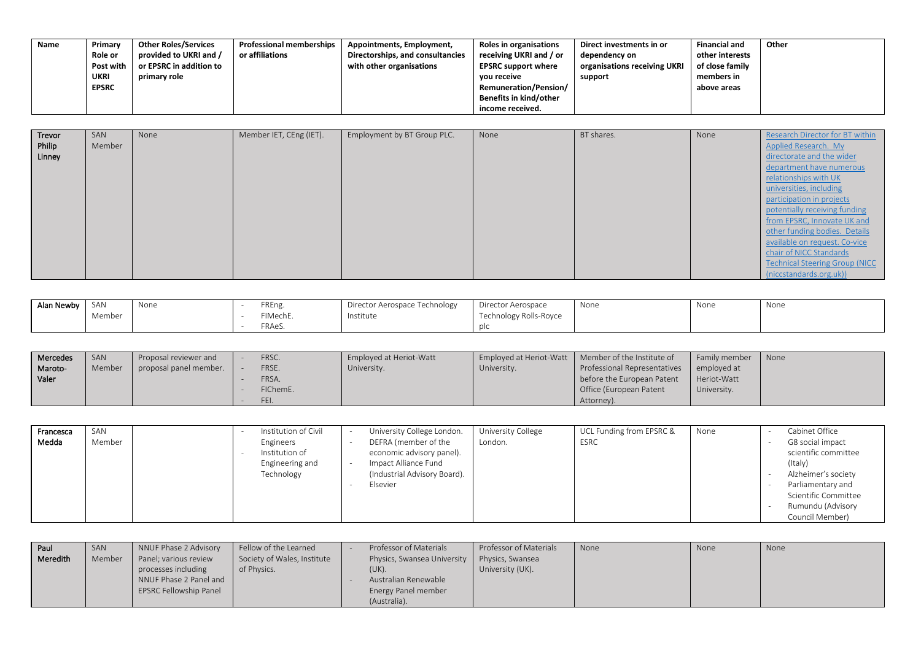| Name | Primary Role or Post with UKRI EPSRC | Other Roles/Services provided to UKRI and / or EPSRC in addition to primary role | Professional memberships or affiliations | Appointments, Employment, Directorships, and consultancies with other organisations | Roles in organisations receiving UKRI and / or EPSRC support where you receive Remuneration/Pension/ Benefits in kind/other income received. | Direct investments in or dependency on organisations receiving UKRI support | Financial and other interests of close family members in above areas | Other |
|---|---|---|---|---|---|---|---|---|
| Trevor Philip Linney | SAN Member | None | Member IET, CEng (IET). | Employment by BT Group PLC. | None | BT shares. | None | Research Director for BT within Applied Research. My directorate and the wider department have numerous relationships with UK universities, including participation in projects potentially receiving funding from EPSRC, Innovate UK and other funding bodies. Details available on request. Co-vice chair of NICC Standards Technical Steering Group (NICC (niccstandards.org.uk)) |
| Alan Newby | SAN Member | None | - FREng.<br>- FIMechE.<br>- FRAeS. | Director Aerospace Technology Institute | Director Aerospace Technology Rolls-Royce plc | None | None | None |
| Mercedes Maroto-Valer | SAN Member | Proposal reviewer and proposal panel member. | - FRSC.<br>- FRSE.<br>- FRSA.<br>- FIChemE.<br>- FEI. | Employed at Heriot-Watt University. | Employed at Heriot-Watt University. | Member of the Institute of Professional Representatives before the European Patent Office (European Patent Attorney). | Family member employed at Heriot-Watt University. | None |
| Francesca Medda | SAN Member | | - Institution of Civil Engineers<br>- Institution of Engineering and Technology | - University College London.<br>- DEFRA (member of the economic advisory panel).<br>- Impact Alliance Fund (Industrial Advisory Board).<br>- Elsevier | University College London. | UCL Funding from EPSRC & ESRC | None | - Cabinet Office<br>- G8 social impact scientific committee (Italy)<br>- Alzheimer's society<br>- Parliamentary and Scientific Committee<br>- Rumundu (Advisory Council Member) |
| Paul Meredith | SAN Member | NNUF Phase 2 Advisory Panel; various review processes including NNUF Phase 2 Panel and EPSRC Fellowship Panel | Fellow of the Learned Society of Wales, Institute of Physics. | - Professor of Materials Physics, Swansea University (UK).<br>- Australian Renewable Energy Panel member (Australia). | Professor of Materials Physics, Swansea University (UK). | None | None | None |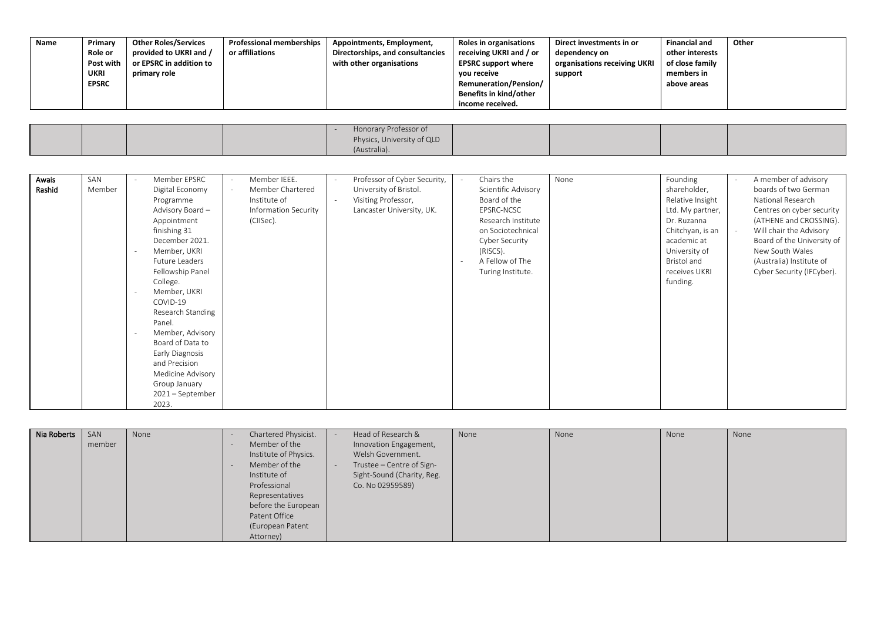| Name | Primary Role or Post with UKRI EPSRC | Other Roles/Services provided to UKRI and / or EPSRC in addition to primary role | Professional memberships or affiliations | Appointments, Employment, Directorships, and consultancies with other organisations | Roles in organisations receiving UKRI and / or EPSRC support where you receive Remuneration/Pension/ Benefits in kind/other income received. | Direct investments in or dependency on organisations receiving UKRI support | Financial and other interests of close family members in above areas | Other |
|---|---|---|---|---|---|---|---|---|
| | | | | - Honorary Professor of Physics, University of QLD (Australia). | | | | |
| Awais Rashid | SAN Member | - Member EPSRC Digital Economy Programme Advisory Board – Appointment finishing 31 December 2021.<br>- Member, UKRI Future Leaders Fellowship Panel College.<br>- Member, UKRI COVID-19 Research Standing Panel.<br>- Member, Advisory Board of Data to Early Diagnosis and Precision Medicine Advisory Group January 2021 – September 2023. | - Member IEEE.<br>- Member Chartered Institute of Information Security (CIISec). | - Professor of Cyber Security, University of Bristol.<br>- Visiting Professor, Lancaster University, UK. | - Chairs the Scientific Advisory Board of the EPSRC-NCSC Research Institute on Sociotechnical Cyber Security (RISCS).<br>- A Fellow of The Turing Institute. | None | Founding shareholder, Relative Insight Ltd. My partner, Dr. Ruzanna Chitchyan, is an academic at University of Bristol and receives UKRI funding. | - A member of advisory boards of two German National Research Centres on cyber security (ATHENE and CROSSING).<br>- Will chair the Advisory Board of the University of New South Wales (Australia) Institute of Cyber Security (IFCyber). |
| Nia Roberts | SAN member | None | - Chartered Physicist.<br>- Member of the Institute of Physics.<br>- Member of the Institute of Professional Representatives before the European Patent Office (European Patent Attorney) | - Head of Research & Innovation Engagement, Welsh Government.<br>- Trustee – Centre of Sign-Sight-Sound (Charity, Reg. Co. No 02959589) | None | None | None | None |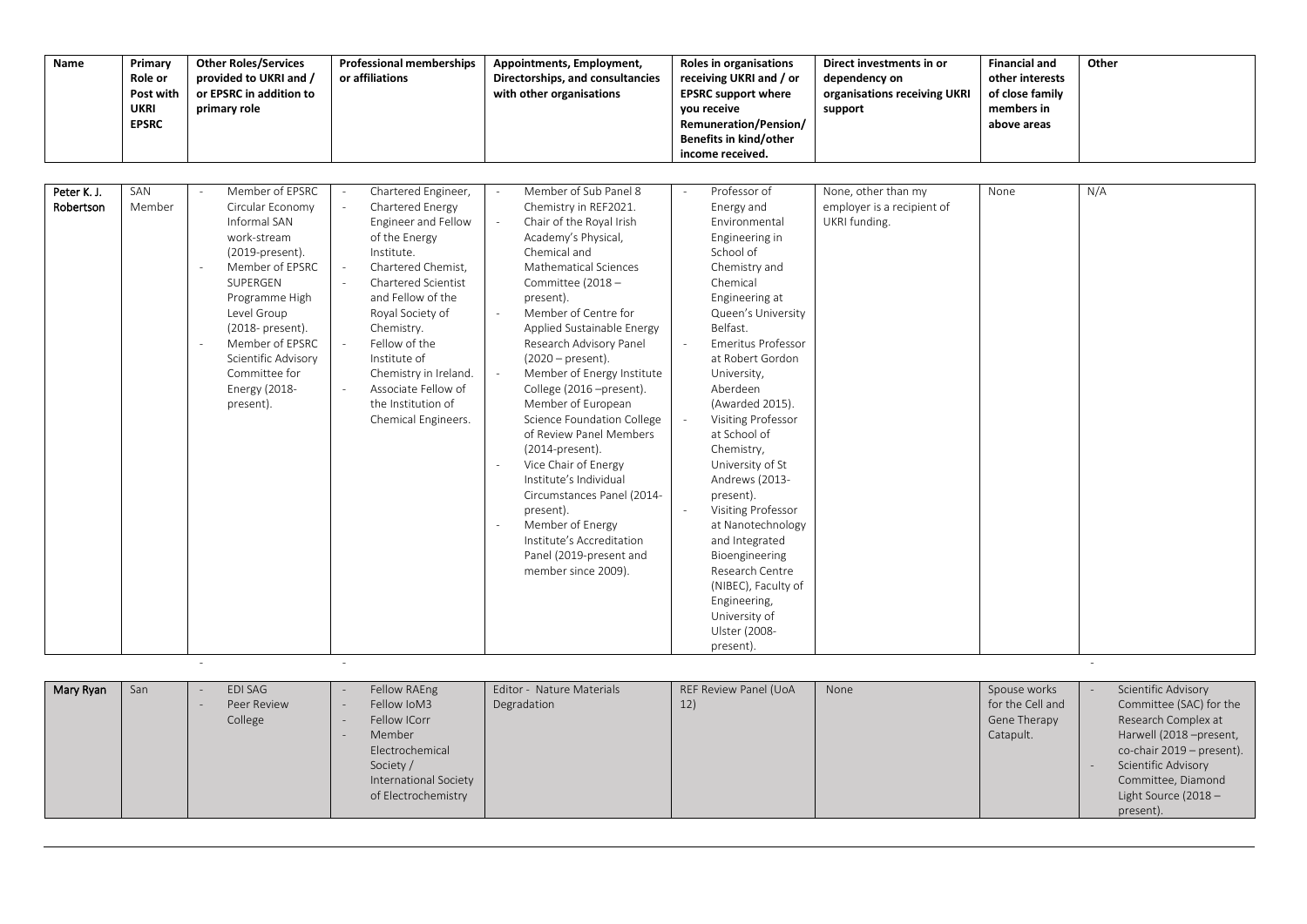| Name | Primary Role or Post with UKRI EPSRC | Other Roles/Services provided to UKRI and / or EPSRC in addition to primary role | Professional memberships or affiliations | Appointments, Employment, Directorships, and consultancies with other organisations | Roles in organisations receiving UKRI and / or EPSRC support where you receive Remuneration/Pension/ Benefits in kind/other income received. | Direct investments in or dependency on organisations receiving UKRI support | Financial and other interests of close family members in above areas | Other |
|---|---|---|---|---|---|---|---|---|
| Peter K. J. Robertson | SAN Member | - Member of EPSRC Circular Economy Informal SAN work-stream (2019-present).<br>- Member of EPSRC SUPERGEN Programme High Level Group (2018- present).<br>- Member of EPSRC Scientific Advisory Committee for Energy (2018-present). | - Chartered Engineer,<br>- Chartered Energy Engineer and Fellow of the Energy Institute.<br>- Chartered Chemist,<br>- Chartered Scientist and Fellow of the Royal Society of Chemistry.<br>- Fellow of the Institute of Chemistry in Ireland.<br>- Associate Fellow of the Institution of Chemical Engineers. | - Member of Sub Panel 8 Chemistry in REF2021.<br>- Chair of the Royal Irish Academy's Physical, Chemical and Mathematical Sciences Committee (2018 – present).<br>- Member of Centre for Applied Sustainable Energy Research Advisory Panel (2020 – present).<br>- Member of Energy Institute College (2016 –present). Member of European Science Foundation College of Review Panel Members (2014-present).<br>- Vice Chair of Energy Institute's Individual Circumstances Panel (2014-present).<br>- Member of Energy Institute's Accreditation Panel (2019-present and member since 2009). | - Professor of Energy and Environmental Engineering in School of Chemistry and Chemical Engineering at Queen's University Belfast.<br>- Emeritus Professor at Robert Gordon University, Aberdeen (Awarded 2015).<br>- Visiting Professor at School of Chemistry, University of St Andrews (2013-present).<br>- Visiting Professor at Nanotechnology and Integrated Bioengineering Research Centre (NIBEC), Faculty of Engineering, University of Ulster (2008-present). | None, other than my employer is a recipient of UKRI funding. | None | N/A |
| | | - | - | | | | | - |
| Mary Ryan | San | - EDI SAG<br>- Peer Review College | - Fellow RAEng<br>- Fellow IoM3<br>- Fellow ICorr<br>- Member Electrochemical Society / International Society of Electrochemistry | Editor - Nature Materials Degradation | REF Review Panel (UoA 12) | None | Spouse works for the Cell and Gene Therapy Catapult. | - Scientific Advisory Committee (SAC) for the Research Complex at Harwell (2018 –present, co-chair 2019 – present).<br>- Scientific Advisory Committee, Diamond Light Source (2018 – present). |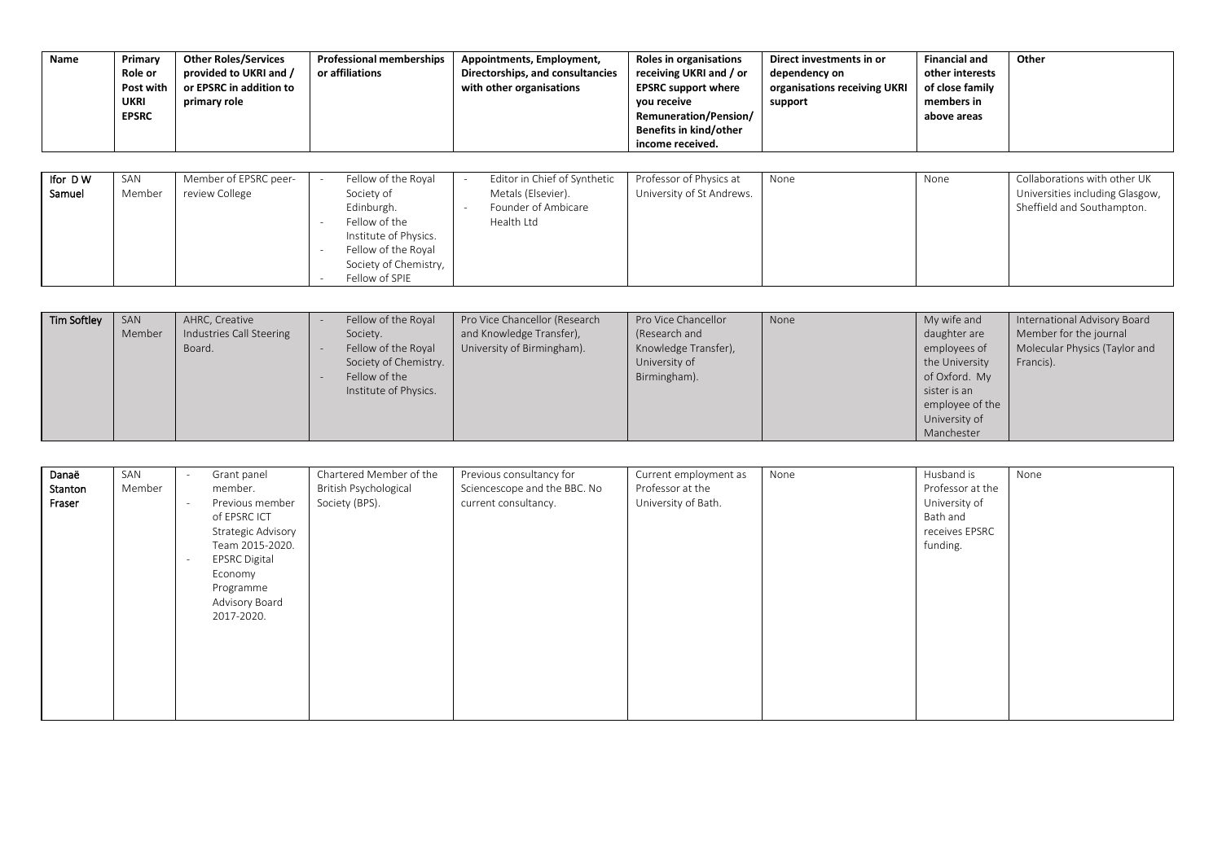| Name | Primary Role or Post with UKRI EPSRC | Other Roles/Services provided to UKRI and / or EPSRC in addition to primary role | Professional memberships or affiliations | Appointments, Employment, Directorships, and consultancies with other organisations | Roles in organisations receiving UKRI and / or EPSRC support where you receive Remuneration/Pension/ Benefits in kind/other income received. | Direct investments in or dependency on organisations receiving UKRI support | Financial and other interests of close family members in above areas | Other |
|---|---|---|---|---|---|---|---|---|
| Ifor D W Samuel | SAN Member | Member of EPSRC peer-review College | - Fellow of the Royal Society of Edinburgh.<br>- Fellow of the Institute of Physics.<br>- Fellow of the Royal Society of Chemistry,<br>- Fellow of SPIE | - Editor in Chief of Synthetic Metals (Elsevier).<br>- Founder of Ambicare Health Ltd | Professor of Physics at University of St Andrews. | None | None | Collaborations with other UK Universities including Glasgow, Sheffield and Southampton. |
| Tim Softley | SAN Member | AHRC, Creative Industries Call Steering Board. | - Fellow of the Royal Society.<br>- Fellow of the Royal Society of Chemistry.<br>- Fellow of the Institute of Physics. | Pro Vice Chancellor (Research and Knowledge Transfer), University of Birmingham). | Pro Vice Chancellor (Research and Knowledge Transfer), University of Birmingham). | None | My wife and daughter are employees of the University of Oxford. My sister is an employee of the University of Manchester | International Advisory Board Member for the journal Molecular Physics (Taylor and Francis). |
| Danaë Stanton Fraser | SAN Member | - Grant panel member.<br>- Previous member of EPSRC ICT Strategic Advisory Team 2015-2020.<br>- EPSRC Digital Economy Programme Advisory Board 2017-2020. | Chartered Member of the British Psychological Society (BPS). | Previous consultancy for Sciencescope and the BBC. No current consultancy. | Current employment as Professor at the University of Bath. | None | Husband is Professor at the University of Bath and receives EPSRC funding. | None |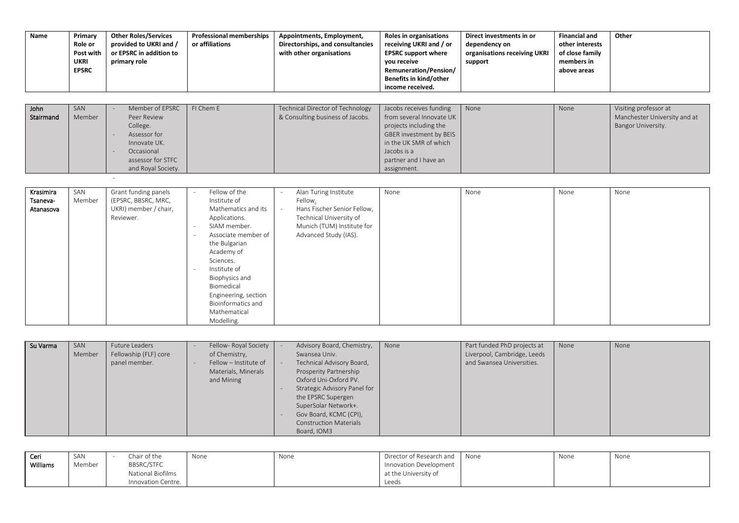| Name | Primary Role or Post with UKRI EPSRC | Other Roles/Services provided to UKRI and / or EPSRC in addition to primary role | Professional memberships or affiliations | Appointments, Employment, Directorships, and consultancies with other organisations | Roles in organisations receiving UKRI and / or EPSRC support where you receive Remuneration/Pension/ Benefits in kind/other income received. | Direct investments in or dependency on organisations receiving UKRI support | Financial and other interests of close family members in above areas | Other |
|---|---|---|---|---|---|---|---|---|
| John Stairmand | SAN Member | - Member of EPSRC Peer Review College.<br>- Assessor for Innovate UK.<br>- Occasional assessor for STFC and Royal Society.<br>- | FI Chem E | Technical Director of Technology & Consulting business of Jacobs. | Jacobs receives funding from several Innovate UK projects including the GBER investment by BEIS in the UK SMR of which Jacobs is a partner and I have an assignment. | None | None | Visiting professor at Manchester University and at Bangor University. |
| Krasimira Tsaneva-Atanasova | SAN Member | Grant funding panels (EPSRC, BBSRC, MRC, UKRI) member / chair, Reviewer. | - Fellow of the Institute of Mathematics and its Applications.<br>- SIAM member.<br>- Associate member of the Bulgarian Academy of Sciences.<br>- Institute of Biophysics and Biomedical Engineering, section Bioinformatics and Mathematical Modelling. | - Alan Turing Institute Fellow.<br>- Hans Fischer Senior Fellow, Technical University of Munich (TUM) Institute for Advanced Study (IAS). | None | None | None | None |
| Su Varma | SAN Member | Future Leaders Fellowship (FLF) core panel member. | - Fellow- Royal Society of Chemistry,<br>- Fellow – Institute of Materials, Minerals and Mining | - Advisory Board, Chemistry, Swansea Univ.<br>- Technical Advisory Board, Prosperity Partnership Oxford Uni-Oxford PV.<br>- Strategic Advisory Panel for the EPSRC Supergen SuperSolar Network+.<br>- Gov Board, KCMC (CPI), Construction Materials Board, IOM3 | None | Part funded PhD projects at Liverpool, Cambridge, Leeds and Swansea Universities. | None | None |
| Ceri Williams | SAN Member | - Chair of the BBSRC/STFC National Biofilms Innovation Centre. | None | None | Director of Research and Innovation Development at the University of Leeds | None | None | None |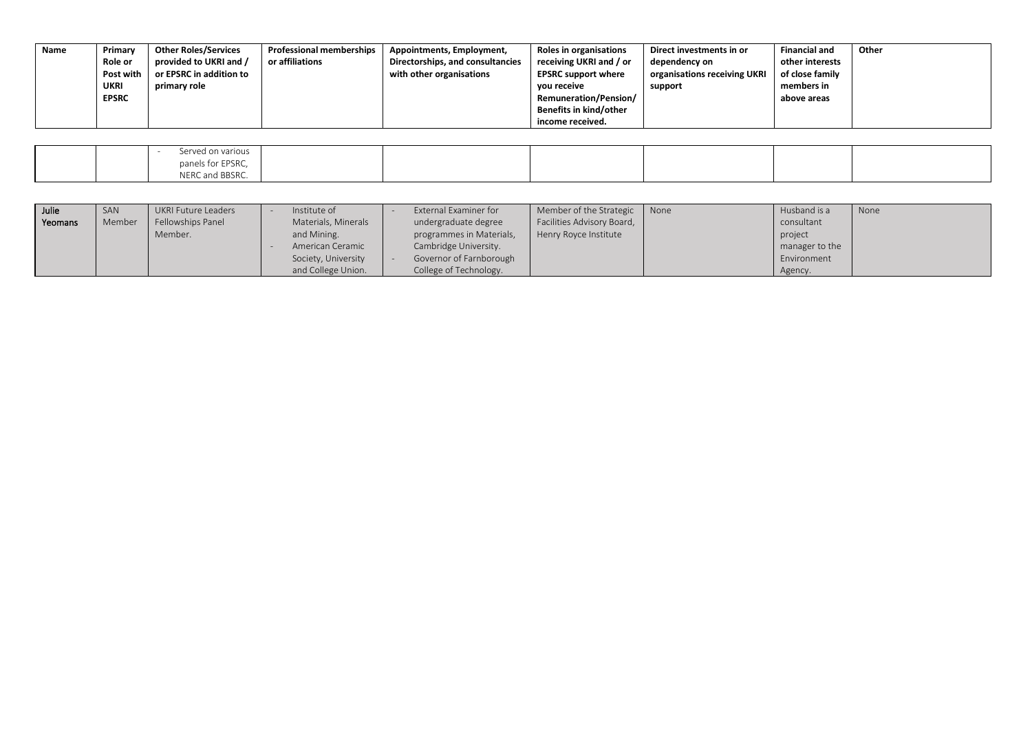| Name | Primary Role or Post with UKRI EPSRC | Other Roles/Services provided to UKRI and / or EPSRC in addition to primary role | Professional memberships or affiliations | Appointments, Employment, Directorships, and consultancies with other organisations | Roles in organisations receiving UKRI and / or EPSRC support where you receive Remuneration/Pension/ Benefits in kind/other income received. | Direct investments in or dependency on organisations receiving UKRI support | Financial and other interests of close family members in above areas | Other |
|---|---|---|---|---|---|---|---|---|
| | | - Served on various panels for EPSRC, NERC and BBSRC. | | | | | | |
| Julie Yeomans | SAN Member | UKRI Future Leaders Fellowships Panel Member. | - Institute of Materials, Minerals and Mining.<br>- American Ceramic Society, University and College Union. | - External Examiner for undergraduate degree programmes in Materials, Cambridge University.<br>- Governor of Farnborough College of Technology. | Member of the Strategic Facilities Advisory Board, Henry Royce Institute | None | Husband is a consultant project manager to the Environment Agency. | None |